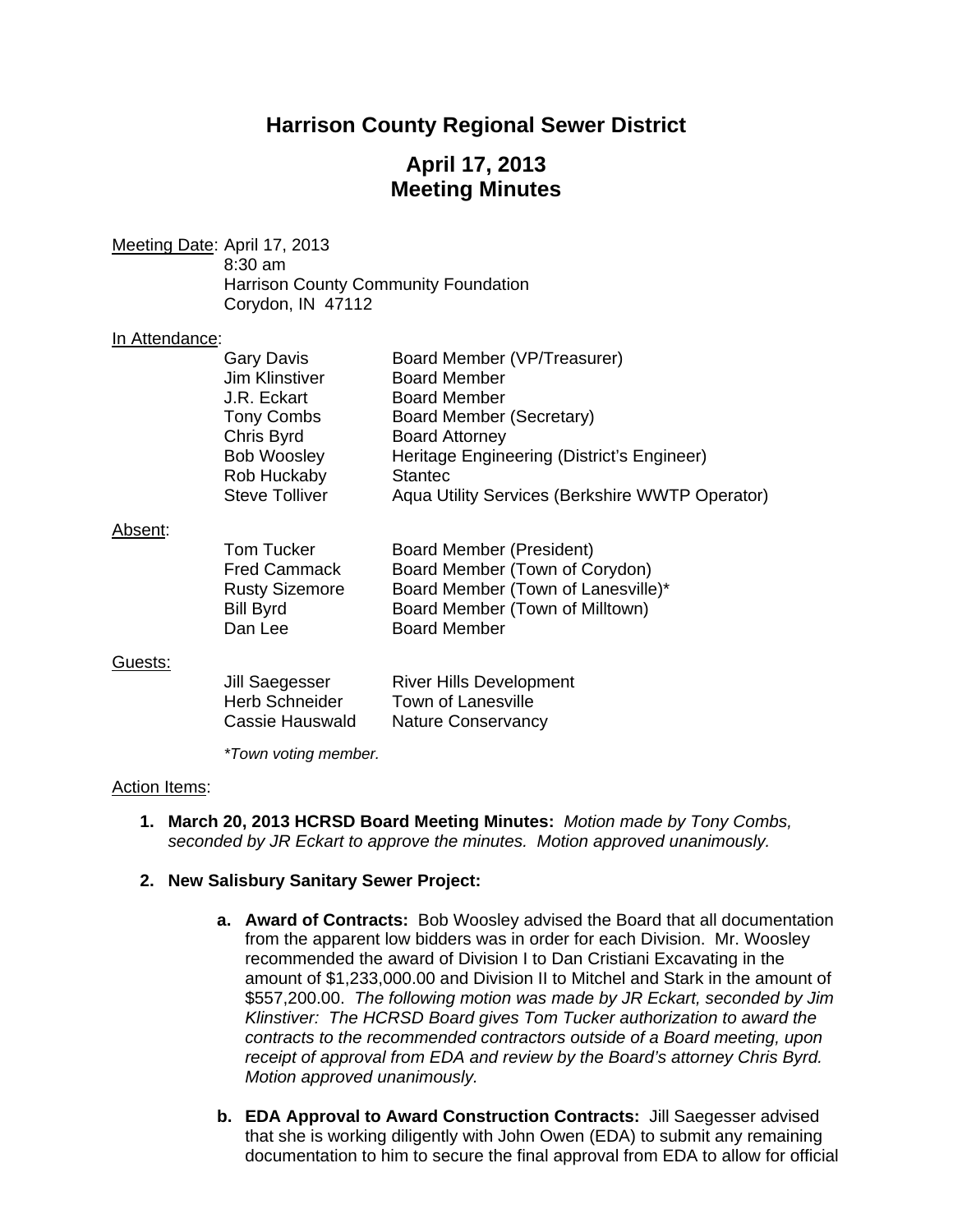# Harrison County Regional Sewer District

## April 17, 2013
## Meeting Minutes

Meeting Date: April 17, 2013
8:30 am
Harrison County Community Foundation
Corydon, IN 47112

In Attendance:

| | |
|---|---|
| Gary Davis | Board Member (VP/Treasurer) |
| Jim Klinstiver | Board Member |
| J.R. Eckart | Board Member |
| Tony Combs | Board Member (Secretary) |
| Chris Byrd | Board Attorney |
| Bob Woosley | Heritage Engineering (District's Engineer) |
| Rob Huckaby | Stantec |
| Steve Tolliver | Aqua Utility Services (Berkshire WWTP Operator) |

Absent:

| | |
|---|---|
| Tom Tucker | Board Member (President) |
| Fred Cammack | Board Member (Town of Corydon) |
| Rusty Sizemore | Board Member (Town of Lanesville)* |
| Bill Byrd | Board Member (Town of Milltown) |
| Dan Lee | Board Member |

Guests:

| | |
|---|---|
| Jill Saegesser | River Hills Development |
| Herb Schneider | Town of Lanesville |
| Cassie Hauswald | Nature Conservancy |

*\*Town voting member.*

Action Items:

1. **March 20, 2013 HCRSD Board Meeting Minutes:** *Motion made by Tony Combs, seconded by JR Eckart to approve the minutes. Motion approved unanimously.*

2. **New Salisbury Sanitary Sewer Project:**

   a. **Award of Contracts:** Bob Woosley advised the Board that all documentation from the apparent low bidders was in order for each Division. Mr. Woosley recommended the award of Division I to Dan Cristiani Excavating in the amount of $1,233,000.00 and Division II to Mitchel and Stark in the amount of $557,200.00. *The following motion was made by JR Eckart, seconded by Jim Klinstiver: The HCRSD Board gives Tom Tucker authorization to award the contracts to the recommended contractors outside of a Board meeting, upon receipt of approval from EDA and review by the Board's attorney Chris Byrd. Motion approved unanimously.*

   b. **EDA Approval to Award Construction Contracts:** Jill Saegesser advised that she is working diligently with John Owen (EDA) to submit any remaining documentation to him to secure the final approval from EDA to allow for official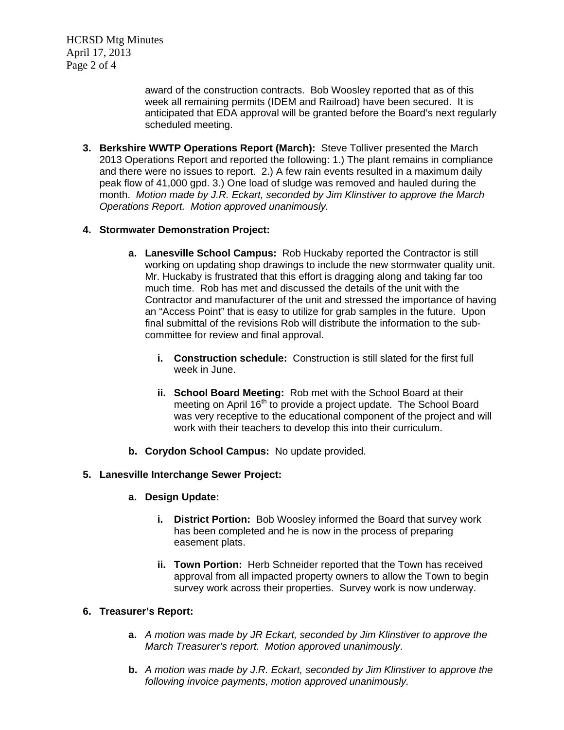award of the construction contracts. Bob Woosley reported that as of this week all remaining permits (IDEM and Railroad) have been secured. It is anticipated that EDA approval will be granted before the Board's next regularly scheduled meeting.

3. **Berkshire WWTP Operations Report (March):** Steve Tolliver presented the March 2013 Operations Report and reported the following: 1.) The plant remains in compliance and there were no issues to report. 2.) A few rain events resulted in a maximum daily peak flow of 41,000 gpd. 3.) One load of sludge was removed and hauled during the month. *Motion made by J.R. Eckart, seconded by Jim Klinstiver to approve the March Operations Report. Motion approved unanimously.*

4. **Stormwater Demonstration Project:**

   a. **Lanesville School Campus:** Rob Huckaby reported the Contractor is still working on updating shop drawings to include the new stormwater quality unit. Mr. Huckaby is frustrated that this effort is dragging along and taking far too much time. Rob has met and discussed the details of the unit with the Contractor and manufacturer of the unit and stressed the importance of having an "Access Point" that is easy to utilize for grab samples in the future. Upon final submittal of the revisions Rob will distribute the information to the sub-committee for review and final approval.

      i. **Construction schedule:** Construction is still slated for the first full week in June.

      ii. **School Board Meeting:** Rob met with the School Board at their meeting on April 16th to provide a project update. The School Board was very receptive to the educational component of the project and will work with their teachers to develop this into their curriculum.

   b. **Corydon School Campus:** No update provided.

5. **Lanesville Interchange Sewer Project:**

   a. **Design Update:**

      i. **District Portion:** Bob Woosley informed the Board that survey work has been completed and he is now in the process of preparing easement plats.

      ii. **Town Portion:** Herb Schneider reported that the Town has received approval from all impacted property owners to allow the Town to begin survey work across their properties. Survey work is now underway.

6. **Treasurer's Report:**

   a. *A motion was made by JR Eckart, seconded by Jim Klinstiver to approve the March Treasurer's report. Motion approved unanimously*.

   b. *A motion was made by J.R. Eckart, seconded by Jim Klinstiver to approve the following invoice payments, motion approved unanimously.*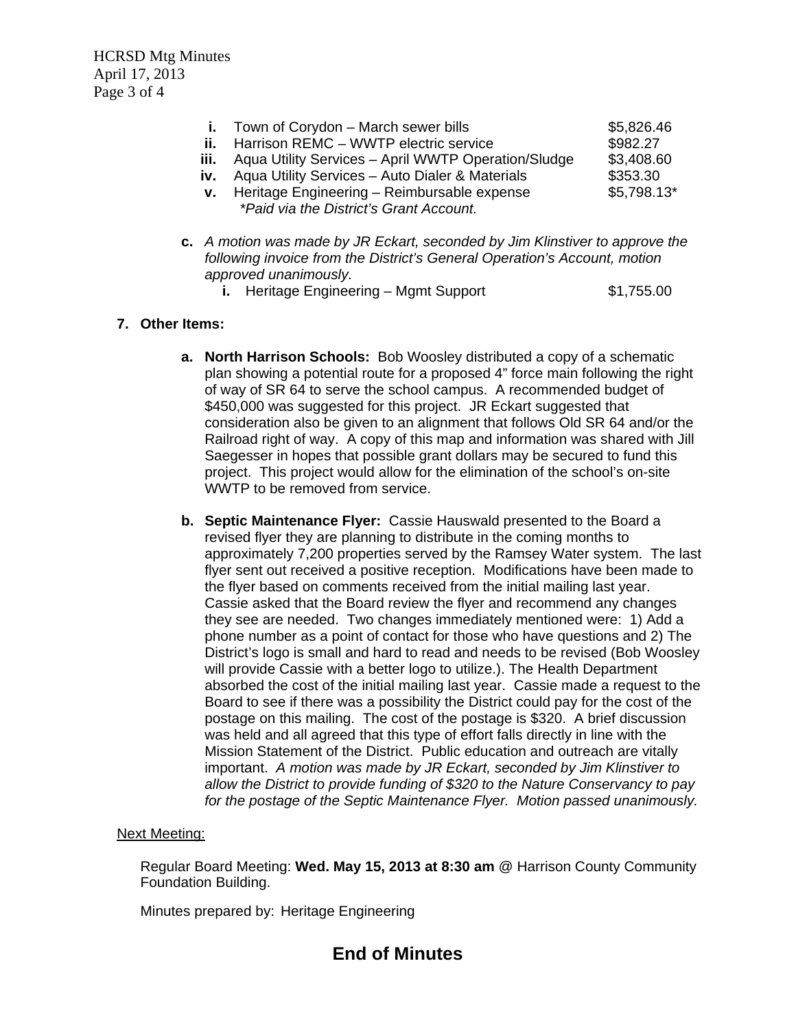i. Town of Corydon – March sewer bills $5,826.46
ii. Harrison REMC – WWTP electric service $982.27
iii. Aqua Utility Services – April WWTP Operation/Sludge $3,408.60
iv. Aqua Utility Services – Auto Dialer & Materials $353.30
v. Heritage Engineering – Reimbursable expense $5,798.13*
*\*Paid via the District's Grant Account.*

c. *A motion was made by JR Eckart, seconded by Jim Klinstiver to approve the following invoice from the District's General Operation's Account, motion approved unanimously.*
   i. Heritage Engineering – Mgmt Support $1,755.00

**7. Other Items:**

a. **North Harrison Schools:** Bob Woosley distributed a copy of a schematic plan showing a potential route for a proposed 4" force main following the right of way of SR 64 to serve the school campus. A recommended budget of $450,000 was suggested for this project. JR Eckart suggested that consideration also be given to an alignment that follows Old SR 64 and/or the Railroad right of way. A copy of this map and information was shared with Jill Saegesser in hopes that possible grant dollars may be secured to fund this project. This project would allow for the elimination of the school's on-site WWTP to be removed from service.

b. **Septic Maintenance Flyer:** Cassie Hauswald presented to the Board a revised flyer they are planning to distribute in the coming months to approximately 7,200 properties served by the Ramsey Water system. The last flyer sent out received a positive reception. Modifications have been made to the flyer based on comments received from the initial mailing last year. Cassie asked that the Board review the flyer and recommend any changes they see are needed. Two changes immediately mentioned were: 1) Add a phone number as a point of contact for those who have questions and 2) The District's logo is small and hard to read and needs to be revised (Bob Woosley will provide Cassie with a better logo to utilize.). The Health Department absorbed the cost of the initial mailing last year. Cassie made a request to the Board to see if there was a possibility the District could pay for the cost of the postage on this mailing. The cost of the postage is $320. A brief discussion was held and all agreed that this type of effort falls directly in line with the Mission Statement of the District. Public education and outreach are vitally important. *A motion was made by JR Eckart, seconded by Jim Klinstiver to allow the District to provide funding of $320 to the Nature Conservancy to pay for the postage of the Septic Maintenance Flyer. Motion passed unanimously.*

Next Meeting:

Regular Board Meeting: **Wed. May 15, 2013 at 8:30 am** @ Harrison County Community Foundation Building.

Minutes prepared by: Heritage Engineering

## End of Minutes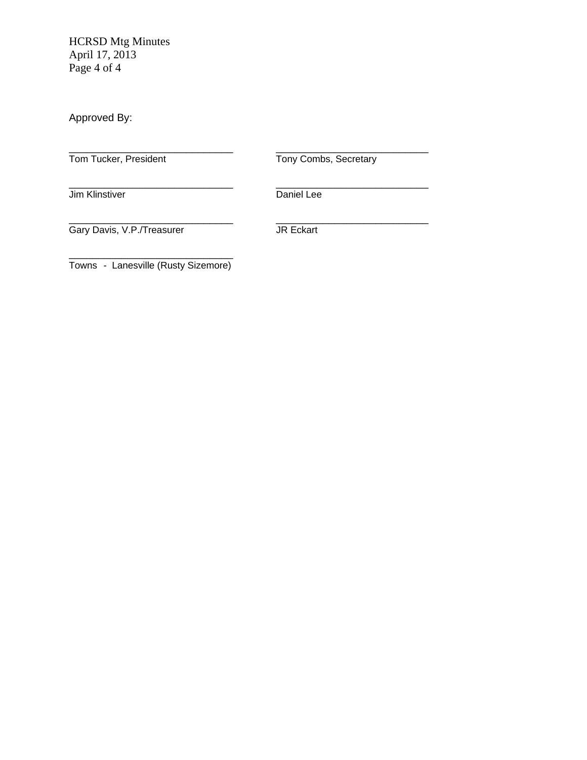Approved By:

| | |
|---|---|
| \_\_\_\_\_\_\_\_\_\_\_\_\_\_\_\_\_\_\_\_\_\_\_\_\_\_\_\_ | \_\_\_\_\_\_\_\_\_\_\_\_\_\_\_\_\_\_\_\_\_\_\_\_\_\_\_\_ |
| Tom Tucker, President | Tony Combs, Secretary |
| \_\_\_\_\_\_\_\_\_\_\_\_\_\_\_\_\_\_\_\_\_\_\_\_\_\_\_\_ | \_\_\_\_\_\_\_\_\_\_\_\_\_\_\_\_\_\_\_\_\_\_\_\_\_\_\_\_ |
| Jim Klinstiver | Daniel Lee |
| \_\_\_\_\_\_\_\_\_\_\_\_\_\_\_\_\_\_\_\_\_\_\_\_\_\_\_\_ | \_\_\_\_\_\_\_\_\_\_\_\_\_\_\_\_\_\_\_\_\_\_\_\_\_\_\_\_ |
| Gary Davis, V.P./Treasurer | JR Eckart |
| \_\_\_\_\_\_\_\_\_\_\_\_\_\_\_\_\_\_\_\_\_\_\_\_\_\_\_\_ | |
| Towns - Lanesville (Rusty Sizemore) | |